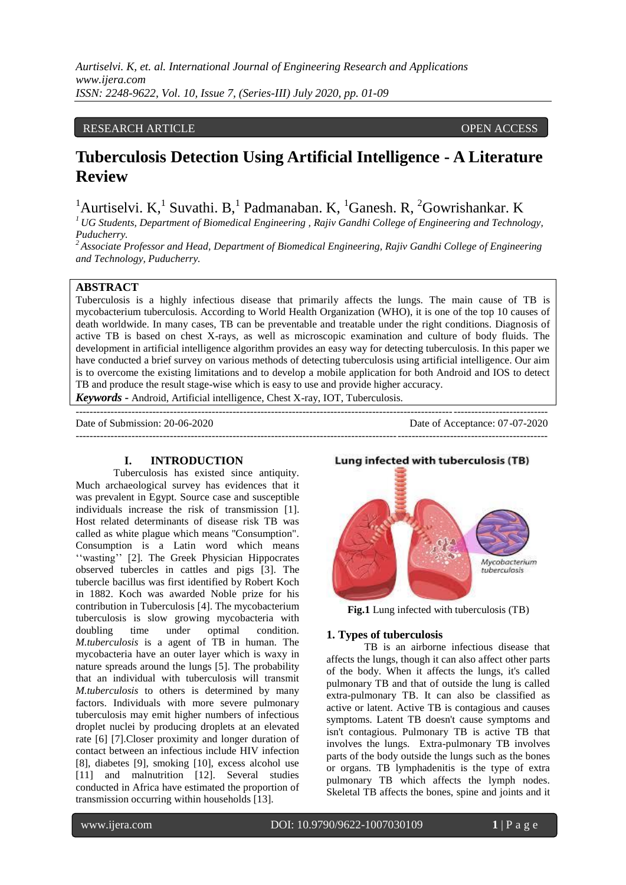RESEARCH ARTICLE OPEN ACCESS

# Tuberculosis Detection Using Artificial Intelligence - A Literature Review

[1]Aurtiselvi. K,[1] Suvathi. B,[1] Padmanaban. K, [1]Ganesh. R, [2]Gowrishankar. K

*[1] UG Students, Department of Biomedical Engineering , Rajiv Gandhi College of Engineering and Technology, Puducherry.*

*[2] Associate Professor and Head, Department of Biomedical Engineering, Rajiv Gandhi College of Engineering and Technology, Puducherry.*

## ABSTRACT

Tuberculosis is a highly infectious disease that primarily affects the lungs. The main cause of TB is mycobacterium tuberculosis. According to World Health Organization (WHO), it is one of the top 10 causes of death worldwide. In many cases, TB can be preventable and treatable under the right conditions. Diagnosis of active TB is based on chest X-rays, as well as microscopic examination and culture of body fluids. The development in artificial intelligence algorithm provides an easy way for detecting tuberculosis. In this paper we have conducted a brief survey on various methods of detecting tuberculosis using artificial intelligence. Our aim is to overcome the existing limitations and to develop a mobile application for both Android and IOS to detect TB and produce the result stage-wise which is easy to use and provide higher accuracy.

***Keywords -*** Android, Artificial intelligence, Chest X-ray, IOT, Tuberculosis.

---

Date of Submission: 20-06-2020 Date of Acceptance: 07-07-2020

---

## I. INTRODUCTION

Tuberculosis has existed since antiquity. Much archaeological survey has evidences that it was prevalent in Egypt. Source case and susceptible individuals increase the risk of transmission [1]. Host related determinants of disease risk TB was called as white plague which means "Consumption". Consumption is a Latin word which means ''wasting'' [2]. The Greek Physician Hippocrates observed tubercles in cattles and pigs [3]. The tubercle bacillus was first identified by Robert Koch in 1882. Koch was awarded Noble prize for his contribution in Tuberculosis [4]. The mycobacterium tuberculosis is slow growing mycobacteria with doubling time under optimal condition. *M.tuberculosis* is a agent of TB in human. The mycobacteria have an outer layer which is waxy in nature spreads around the lungs [5]. The probability that an individual with tuberculosis will transmit *M.tuberculosis* to others is determined by many factors. Individuals with more severe pulmonary tuberculosis may emit higher numbers of infectious droplet nuclei by producing droplets at an elevated rate [6] [7].Closer proximity and longer duration of contact between an infectious include HIV infection [8], diabetes [9], smoking [10], excess alcohol use [11] and malnutrition [12]. Several studies conducted in Africa have estimated the proportion of transmission occurring within households [13].

**Fig.1** Lung infected with tuberculosis (TB)

### 1. Types of tuberculosis

TB is an airborne infectious disease that affects the lungs, though it can also affect other parts of the body. When it affects the lungs, it's called pulmonary TB and that of outside the lung is called extra-pulmonary TB. It can also be classified as active or latent. Active TB is contagious and causes symptoms. Latent TB doesn't cause symptoms and isn't contagious. Pulmonary TB is active TB that involves the lungs. Extra-pulmonary TB involves parts of the body outside the lungs such as the bones or organs. TB lymphadenitis is the type of extra pulmonary TB which affects the lymph nodes. Skeletal TB affects the bones, spine and joints and it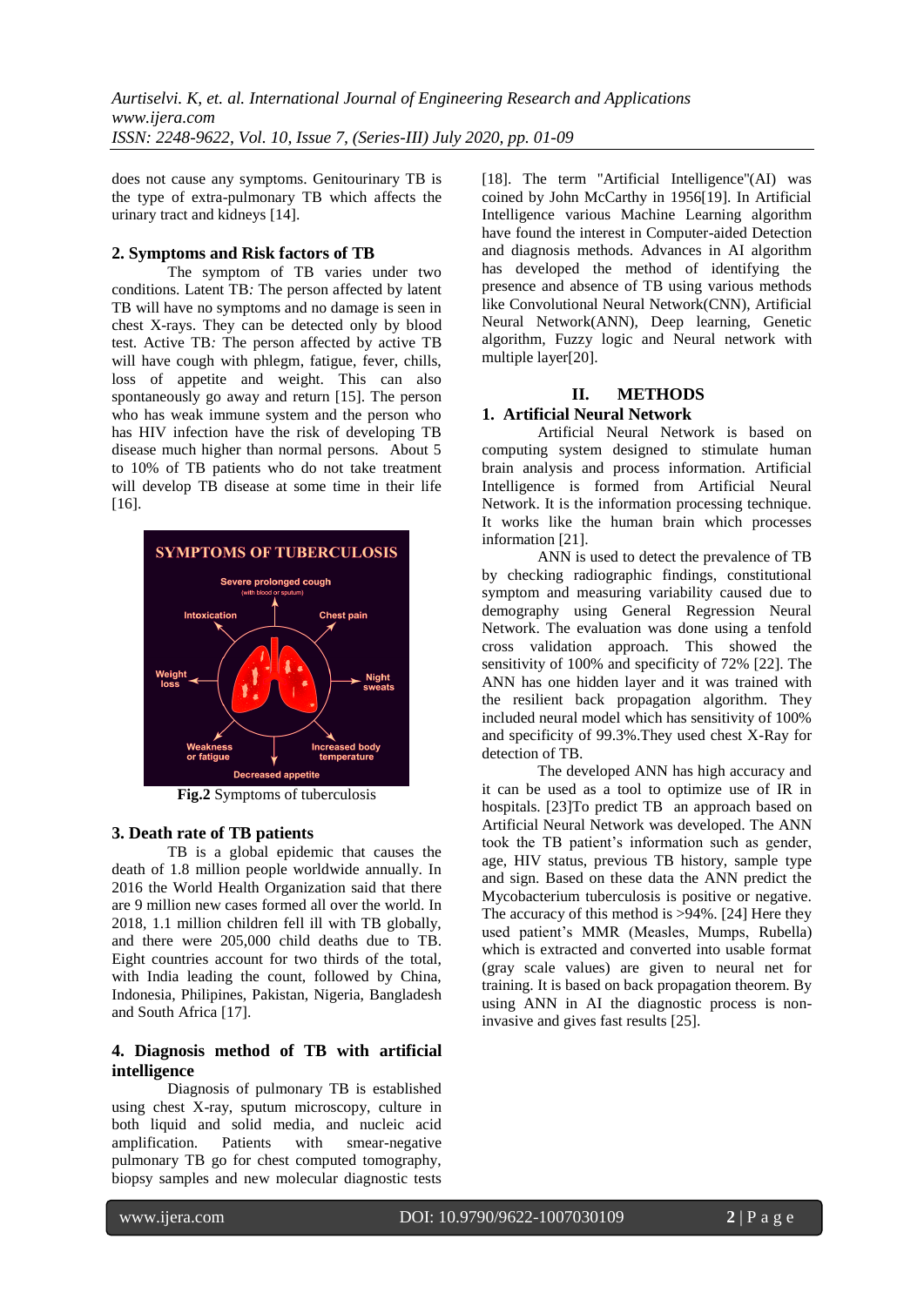does not cause any symptoms. Genitourinary TB is the type of extra-pulmonary TB which affects the urinary tract and kidneys [14].

## 2. Symptoms and Risk factors of TB

The symptom of TB varies under two conditions. Latent TB*:* The person affected by latent TB will have no symptoms and no damage is seen in chest X-rays. They can be detected only by blood test. Active TB*:* The person affected by active TB will have cough with phlegm, fatigue, fever, chills, loss of appetite and weight. This can also spontaneously go away and return [15]. The person who has weak immune system and the person who has HIV infection have the risk of developing TB disease much higher than normal persons. About 5 to 10% of TB patients who do not take treatment will develop TB disease at some time in their life [16].

**Fig.2** Symptoms of tuberculosis

## 3. Death rate of TB patients

TB is a global epidemic that causes the death of 1.8 million people worldwide annually. In 2016 the World Health Organization said that there are 9 million new cases formed all over the world. In 2018, 1.1 million children fell ill with TB globally, and there were 205,000 child deaths due to TB. Eight countries account for two thirds of the total, with India leading the count, followed by China, Indonesia, Philipines, Pakistan, Nigeria, Bangladesh and South Africa [17].

## 4. Diagnosis method of TB with artificial intelligence

Diagnosis of pulmonary TB is established using chest X-ray, sputum microscopy, culture in both liquid and solid media, and nucleic acid amplification. Patients with smear-negative pulmonary TB go for chest computed tomography, biopsy samples and new molecular diagnostic tests [18]. The term "Artificial Intelligence"(AI) was coined by John McCarthy in 1956[19]. In Artificial Intelligence various Machine Learning algorithm have found the interest in Computer-aided Detection and diagnosis methods. Advances in AI algorithm has developed the method of identifying the presence and absence of TB using various methods like Convolutional Neural Network(CNN), Artificial Neural Network(ANN), Deep learning, Genetic algorithm, Fuzzy logic and Neural network with multiple layer[20].

# II. METHODS

## 1. Artificial Neural Network

Artificial Neural Network is based on computing system designed to stimulate human brain analysis and process information. Artificial Intelligence is formed from Artificial Neural Network. It is the information processing technique. It works like the human brain which processes information [21].

ANN is used to detect the prevalence of TB by checking radiographic findings, constitutional symptom and measuring variability caused due to demography using General Regression Neural Network. The evaluation was done using a tenfold cross validation approach. This showed the sensitivity of 100% and specificity of 72% [22]. The ANN has one hidden layer and it was trained with the resilient back propagation algorithm. They included neural model which has sensitivity of 100% and specificity of 99.3%.They used chest X-Ray for detection of TB.

The developed ANN has high accuracy and it can be used as a tool to optimize use of IR in hospitals. [23]To predict TB an approach based on Artificial Neural Network was developed. The ANN took the TB patient's information such as gender, age, HIV status, previous TB history, sample type and sign. Based on these data the ANN predict the Mycobacterium tuberculosis is positive or negative. The accuracy of this method is >94%. [24] Here they used patient's MMR (Measles, Mumps, Rubella) which is extracted and converted into usable format (gray scale values) are given to neural net for training. It is based on back propagation theorem. By using ANN in AI the diagnostic process is non-invasive and gives fast results [25].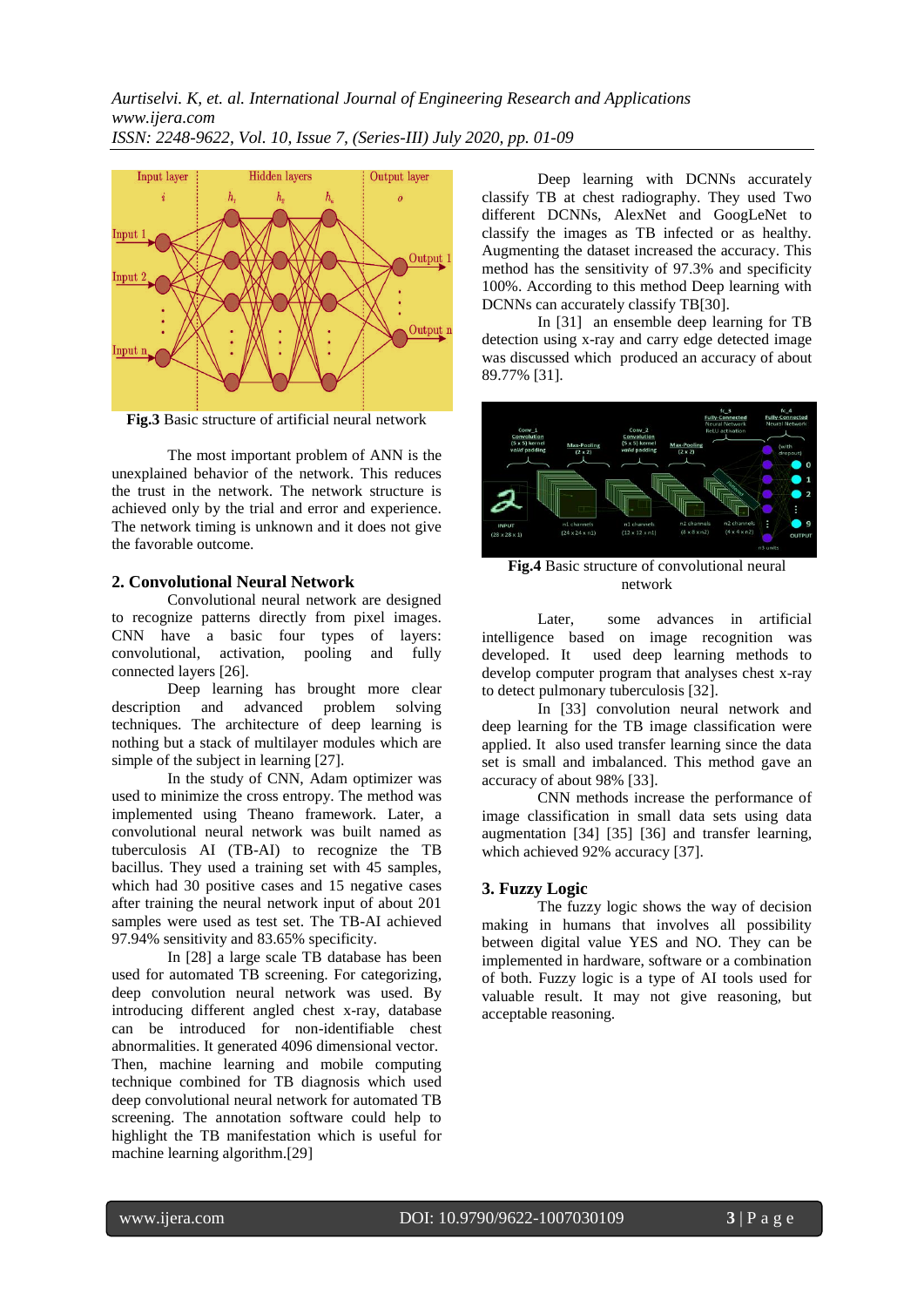**Fig.3** Basic structure of artificial neural network

The most important problem of ANN is the unexplained behavior of the network. This reduces the trust in the network. The network structure is achieved only by the trial and error and experience. The network timing is unknown and it does not give the favorable outcome.

## 2. Convolutional Neural Network

Convolutional neural network are designed to recognize patterns directly from pixel images. CNN have a basic four types of layers: convolutional, activation, pooling and fully connected layers [26].

Deep learning has brought more clear description and advanced problem solving techniques. The architecture of deep learning is nothing but a stack of multilayer modules which are simple of the subject in learning [27].

In the study of CNN, Adam optimizer was used to minimize the cross entropy. The method was implemented using Theano framework. Later, a convolutional neural network was built named as tuberculosis AI (TB-AI) to recognize the TB bacillus. They used a training set with 45 samples, which had 30 positive cases and 15 negative cases after training the neural network input of about 201 samples were used as test set. The TB-AI achieved 97.94% sensitivity and 83.65% specificity.

In [28] a large scale TB database has been used for automated TB screening. For categorizing, deep convolution neural network was used. By introducing different angled chest x-ray, database can be introduced for non-identifiable chest abnormalities. It generated 4096 dimensional vector. Then, machine learning and mobile computing technique combined for TB diagnosis which used deep convolutional neural network for automated TB screening. The annotation software could help to highlight the TB manifestation which is useful for machine learning algorithm.[29]

Deep learning with DCNNs accurately classify TB at chest radiography. They used Two different DCNNs, AlexNet and GoogLeNet to classify the images as TB infected or as healthy. Augmenting the dataset increased the accuracy. This method has the sensitivity of 97.3% and specificity 100%. According to this method Deep learning with DCNNs can accurately classify TB[30].

In [31] an ensemble deep learning for TB detection using x-ray and carry edge detected image was discussed which produced an accuracy of about 89.77% [31].

**Fig.4** Basic structure of convolutional neural network

Later, some advances in artificial intelligence based on image recognition was developed. It used deep learning methods to develop computer program that analyses chest x-ray to detect pulmonary tuberculosis [32].

In [33] convolution neural network and deep learning for the TB image classification were applied. It also used transfer learning since the data set is small and imbalanced. This method gave an accuracy of about 98% [33].

CNN methods increase the performance of image classification in small data sets using data augmentation [34] [35] [36] and transfer learning, which achieved 92% accuracy [37].

## 3. Fuzzy Logic

The fuzzy logic shows the way of decision making in humans that involves all possibility between digital value YES and NO. They can be implemented in hardware, software or a combination of both. Fuzzy logic is a type of AI tools used for valuable result. It may not give reasoning, but acceptable reasoning.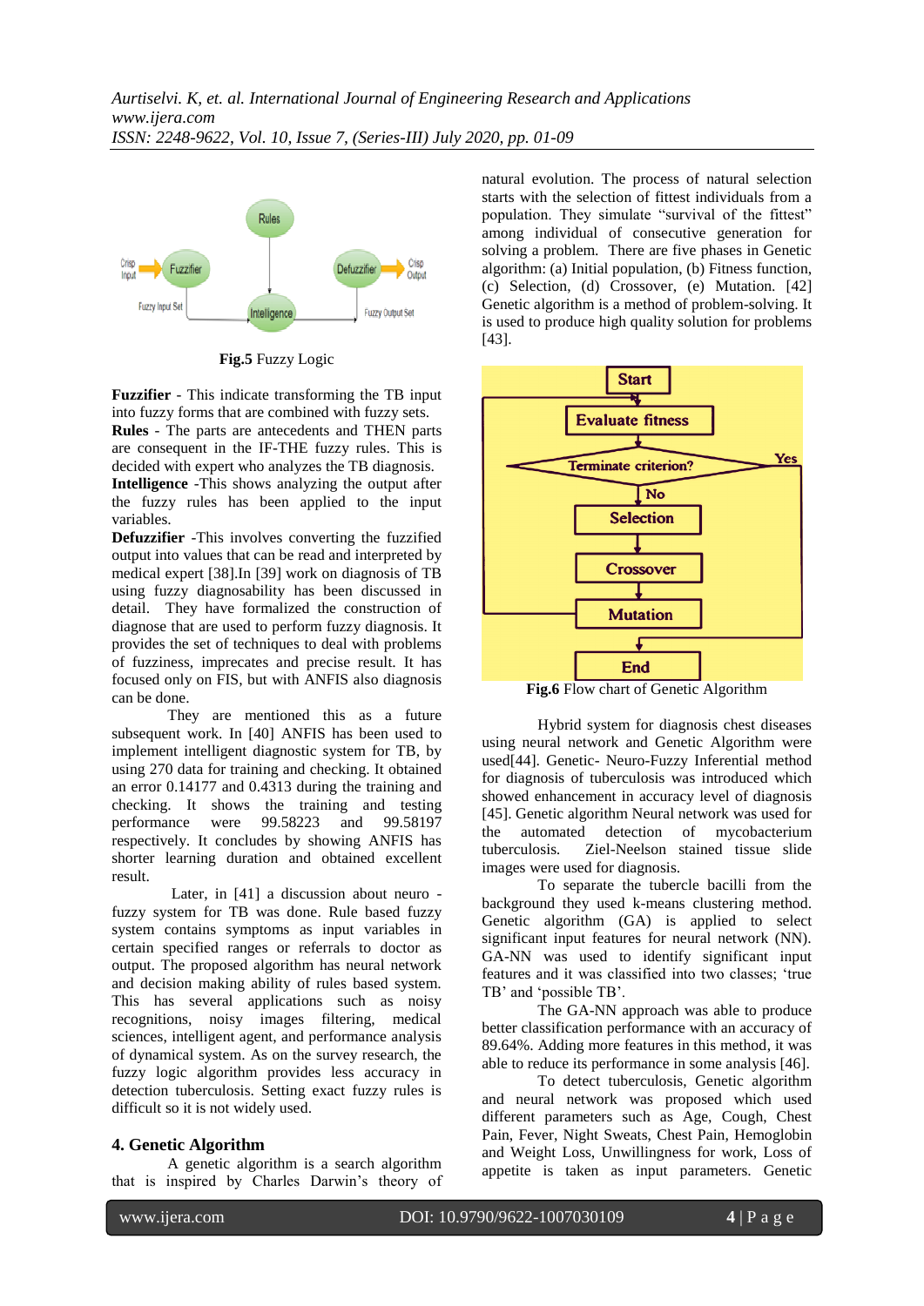**Fig.5** Fuzzy Logic

**Fuzzifier** - This indicate transforming the TB input into fuzzy forms that are combined with fuzzy sets.
**Rules** - The parts are antecedents and THEN parts are consequent in the IF-THE fuzzy rules. This is decided with expert who analyzes the TB diagnosis.
**Intelligence** -This shows analyzing the output after the fuzzy rules has been applied to the input variables.
**Defuzzifier** -This involves converting the fuzzified output into values that can be read and interpreted by medical expert [38].In [39] work on diagnosis of TB using fuzzy diagnosability has been discussed in detail. They have formalized the construction of diagnose that are used to perform fuzzy diagnosis. It provides the set of techniques to deal with problems of fuzziness, imprecates and precise result. It has focused only on FIS, but with ANFIS also diagnosis can be done.

They are mentioned this as a future subsequent work. In [40] ANFIS has been used to implement intelligent diagnostic system for TB, by using 270 data for training and checking. It obtained an error 0.14177 and 0.4313 during the training and checking. It shows the training and testing performance were 99.58223 and 99.58197 respectively. It concludes by showing ANFIS has shorter learning duration and obtained excellent result.

Later, in [41] a discussion about neuro - fuzzy system for TB was done. Rule based fuzzy system contains symptoms as input variables in certain specified ranges or referrals to doctor as output. The proposed algorithm has neural network and decision making ability of rules based system. This has several applications such as noisy recognitions, noisy images filtering, medical sciences, intelligent agent, and performance analysis of dynamical system. As on the survey research, the fuzzy logic algorithm provides less accuracy in detection tuberculosis. Setting exact fuzzy rules is difficult so it is not widely used.

## 4. Genetic Algorithm

A genetic algorithm is a search algorithm that is inspired by Charles Darwin's theory of natural evolution. The process of natural selection starts with the selection of fittest individuals from a population. They simulate "survival of the fittest" among individual of consecutive generation for solving a problem. There are five phases in Genetic algorithm: (a) Initial population, (b) Fitness function, (c) Selection, (d) Crossover, (e) Mutation. [42] Genetic algorithm is a method of problem-solving. It is used to produce high quality solution for problems [43].

**Fig.6** Flow chart of Genetic Algorithm

Hybrid system for diagnosis chest diseases using neural network and Genetic Algorithm were used[44]. Genetic- Neuro-Fuzzy Inferential method for diagnosis of tuberculosis was introduced which showed enhancement in accuracy level of diagnosis [45]. Genetic algorithm Neural network was used for the automated detection of mycobacterium tuberculosis. Ziel-Neelson stained tissue slide images were used for diagnosis.

To separate the tubercle bacilli from the background they used k-means clustering method. Genetic algorithm (GA) is applied to select significant input features for neural network (NN). GA-NN was used to identify significant input features and it was classified into two classes; 'true TB' and 'possible TB'.

The GA-NN approach was able to produce better classification performance with an accuracy of 89.64%. Adding more features in this method, it was able to reduce its performance in some analysis [46].

To detect tuberculosis, Genetic algorithm and neural network was proposed which used different parameters such as Age, Cough, Chest Pain, Fever, Night Sweats, Chest Pain, Hemoglobin and Weight Loss, Unwillingness for work, Loss of appetite is taken as input parameters. Genetic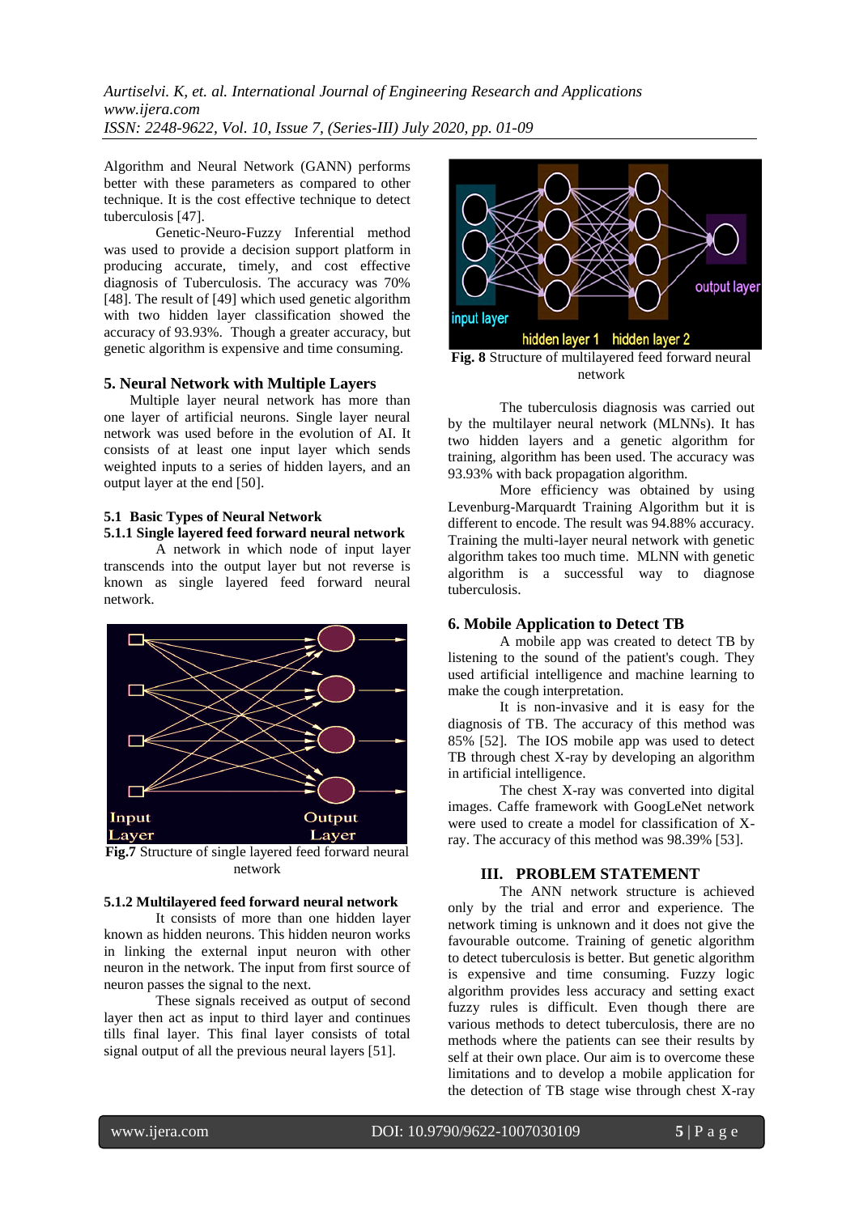Algorithm and Neural Network (GANN) performs better with these parameters as compared to other technique. It is the cost effective technique to detect tuberculosis [47].

Genetic-Neuro-Fuzzy Inferential method was used to provide a decision support platform in producing accurate, timely, and cost effective diagnosis of Tuberculosis. The accuracy was 70% [48]. The result of [49] which used genetic algorithm with two hidden layer classification showed the accuracy of 93.93%. Though a greater accuracy, but genetic algorithm is expensive and time consuming.

## 5. Neural Network with Multiple Layers

Multiple layer neural network has more than one layer of artificial neurons. Single layer neural network was used before in the evolution of AI. It consists of at least one input layer which sends weighted inputs to a series of hidden layers, and an output layer at the end [50].

### 5.1 Basic Types of Neural Network

#### 5.1.1 Single layered feed forward neural network

A network in which node of input layer transcends into the output layer but not reverse is known as single layered feed forward neural network.

**Fig.7** Structure of single layered feed forward neural network

#### 5.1.2 Multilayered feed forward neural network

It consists of more than one hidden layer known as hidden neurons. This hidden neuron works in linking the external input neuron with other neuron in the network. The input from first source of neuron passes the signal to the next.

These signals received as output of second layer then act as input to third layer and continues tills final layer. This final layer consists of total signal output of all the previous neural layers [51].

**Fig. 8** Structure of multilayered feed forward neural network

The tuberculosis diagnosis was carried out by the multilayer neural network (MLNNs). It has two hidden layers and a genetic algorithm for training, algorithm has been used. The accuracy was 93.93% with back propagation algorithm.

More efficiency was obtained by using Levenburg-Marquardt Training Algorithm but it is different to encode. The result was 94.88% accuracy. Training the multi-layer neural network with genetic algorithm takes too much time. MLNN with genetic algorithm is a successful way to diagnose tuberculosis.

## 6. Mobile Application to Detect TB

A mobile app was created to detect TB by listening to the sound of the patient's cough. They used artificial intelligence and machine learning to make the cough interpretation.

It is non-invasive and it is easy for the diagnosis of TB. The accuracy of this method was 85% [52]. The IOS mobile app was used to detect TB through chest X-ray by developing an algorithm in artificial intelligence.

The chest X-ray was converted into digital images. Caffe framework with GoogLeNet network were used to create a model for classification of X-ray. The accuracy of this method was 98.39% [53].

# III. PROBLEM STATEMENT

The ANN network structure is achieved only by the trial and error and experience. The network timing is unknown and it does not give the favourable outcome. Training of genetic algorithm to detect tuberculosis is better. But genetic algorithm is expensive and time consuming. Fuzzy logic algorithm provides less accuracy and setting exact fuzzy rules is difficult. Even though there are various methods to detect tuberculosis, there are no methods where the patients can see their results by self at their own place. Our aim is to overcome these limitations and to develop a mobile application for the detection of TB stage wise through chest X-ray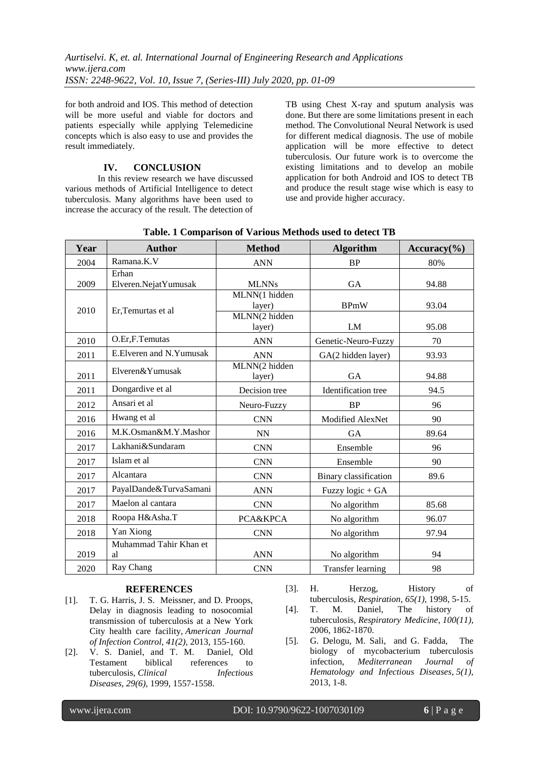for both android and IOS. This method of detection will be more useful and viable for doctors and patients especially while applying Telemedicine concepts which is also easy to use and provides the result immediately.

## IV. CONCLUSION

In this review research we have discussed various methods of Artificial Intelligence to detect tuberculosis. Many algorithms have been used to increase the accuracy of the result. The detection of TB using Chest X-ray and sputum analysis was done. But there are some limitations present in each method. The Convolutional Neural Network is used for different medical diagnosis. The use of mobile application will be more effective to detect tuberculosis. Our future work is to overcome the existing limitations and to develop an mobile application for both Android and IOS to detect TB and produce the result stage wise which is easy to use and provide higher accuracy.

**Table. 1 Comparison of Various Methods used to detect TB**

| Year | Author | Method | Algorithm | Accuracy(%) |
|---|---|---|---|---|
| 2004 | Ramana.K.V | ANN | BP | 80% |
| 2009 | Erhan Elveren.NejatYumusak | MLNNs | GA | 94.88 |
| 2010 | Er,Temurtas et al | MLNN(1 hidden layer) | BPmW | 93.04 |
| | | MLNN(2 hidden layer) | LM | 95.08 |
| 2010 | O.Er,F.Temutas | ANN | Genetic-Neuro-Fuzzy | 70 |
| 2011 | E.Elveren and N.Yumusak | ANN | GA(2 hidden layer) | 93.93 |
| 2011 | Elveren&Yumusak | MLNN(2 hidden layer) | GA | 94.88 |
| 2011 | Dongardive et al | Decision tree | Identification tree | 94.5 |
| 2012 | Ansari et al | Neuro-Fuzzy | BP | 96 |
| 2016 | Hwang et al | CNN | Modified AlexNet | 90 |
| 2016 | M.K.Osman&M.Y.Mashor | NN | GA | 89.64 |
| 2017 | Lakhani&Sundaram | CNN | Ensemble | 96 |
| 2017 | Islam et al | CNN | Ensemble | 90 |
| 2017 | Alcantara | CNN | Binary classification | 89.6 |
| 2017 | PayalDande&TurvaSamani | ANN | Fuzzy logic + GA | |
| 2017 | Maelon al cantara | CNN | No algorithm | 85.68 |
| 2018 | Roopa H&Asha.T | PCA&KPCA | No algorithm | 96.07 |
| 2018 | Yan Xiong | CNN | No algorithm | 97.94 |
| 2019 | Muhammad Tahir Khan et al | ANN | No algorithm | 94 |
| 2020 | Ray Chang | CNN | Transfer learning | 98 |

## REFERENCES

[1]. T. G. Harris, J. S. Meissner, and D. Proops, Delay in diagnosis leading to nosocomial transmission of tuberculosis at a New York City health care facility, *American Journal of Infection Control*, *41(2),* 2013, 155-160.

[2]. V. S. Daniel, and T. M. Daniel, Old Testament biblical references to tuberculosis, *Clinical Infectious Diseases*, *29(6),* 1999, 1557-1558.

[3]. H. Herzog, History of tuberculosis, *Respiration*, *65(1),* 1998, 5-15.

[4]. T. M. Daniel, The history of tuberculosis, *Respiratory Medicine*, *100(11),* 2006, 1862-1870.

[5]. G. Delogu, M. Sali, and G. Fadda, The biology of mycobacterium tuberculosis infection, *Mediterranean Journal of Hematology and Infectious Diseases*, *5(1),* 2013, 1-8.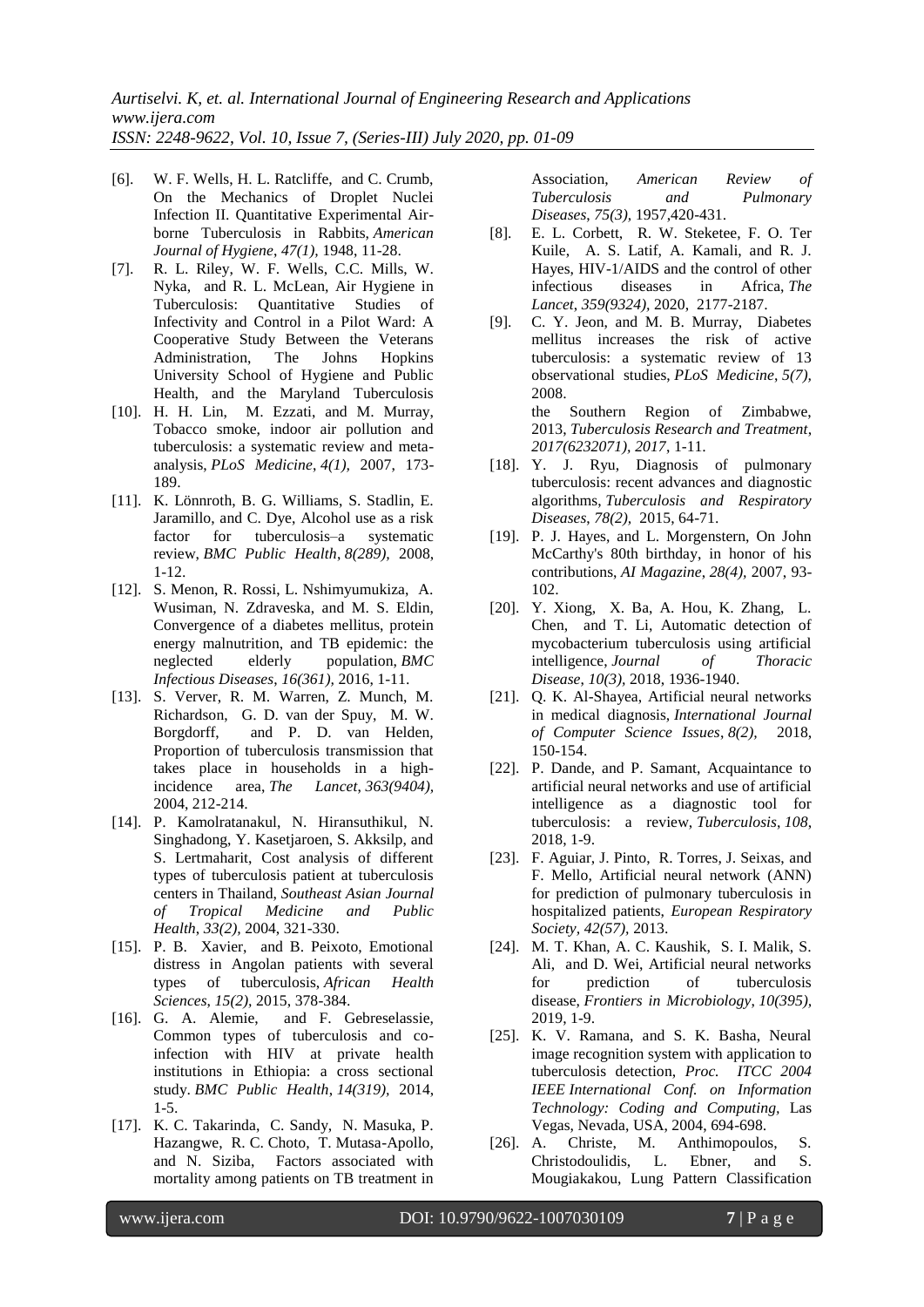- [6]. W. F. Wells, H. L. Ratcliffe, and C. Crumb, On the Mechanics of Droplet Nuclei Infection II. Quantitative Experimental Air-borne Tuberculosis in Rabbits, *American Journal of Hygiene*, *47(1),* 1948, 11-28.
- [7]. R. L. Riley, W. F. Wells, C.C. Mills, W. Nyka, and R. L. McLean, Air Hygiene in Tuberculosis: Quantitative Studies of Infectivity and Control in a Pilot Ward: A Cooperative Study Between the Veterans Administration, The Johns Hopkins University School of Hygiene and Public Health, and the Maryland Tuberculosis Association, *American Review of Tuberculosis and Pulmonary Diseases*, *75(3),* 1957,420-431.
- [8]. E. L. Corbett, R. W. Steketee, F. O. Ter Kuile, A. S. Latif, A. Kamali, and R. J. Hayes, HIV-1/AIDS and the control of other infectious diseases in Africa, *The Lancet*, *359(9324),* 2020, 2177-2187.
- [9]. C. Y. Jeon, and M. B. Murray, Diabetes mellitus increases the risk of active tuberculosis: a systematic review of 13 observational studies, *PLoS Medicine*, *5(7),* 2008.
- [10]. H. H. Lin, M. Ezzati, and M. Murray, Tobacco smoke, indoor air pollution and tuberculosis: a systematic review and meta-analysis, *PLoS Medicine*, *4(1),* 2007, 173-189.
- [11]. K. Lönnroth, B. G. Williams, S. Stadlin, E. Jaramillo, and C. Dye, Alcohol use as a risk factor for tuberculosis–a systematic review, *BMC Public Health*, *8(289),* 2008, 1-12.
- [12]. S. Menon, R. Rossi, L. Nshimyumukiza, A. Wusiman, N. Zdraveska, and M. S. Eldin, Convergence of a diabetes mellitus, protein energy malnutrition, and TB epidemic: the neglected elderly population, *BMC Infectious Diseases*, *16(361),* 2016, 1-11.
- [13]. S. Verver, R. M. Warren, Z. Munch, M. Richardson, G. D. van der Spuy, M. W. Borgdorff, and P. D. van Helden, Proportion of tuberculosis transmission that takes place in households in a high-incidence area, *The Lancet*, *363(9404),* 2004, 212-214.
- [14]. P. Kamolratanakul, N. Hiransuthikul, N. Singhadong, Y. Kasetjaroen, S. Akksilp, and S. Lertmaharit, Cost analysis of different types of tuberculosis patient at tuberculosis centers in Thailand, *Southeast Asian Journal of Tropical Medicine and Public Health*, *33(2),* 2004, 321-330.
- [15]. P. B. Xavier, and B. Peixoto, Emotional distress in Angolan patients with several types of tuberculosis, *African Health Sciences*, *15(2),* 2015, 378-384.
- [16]. G. A. Alemie, and F. Gebreselassie, Common types of tuberculosis and co-infection with HIV at private health institutions in Ethiopia: a cross sectional study. *BMC Public Health*, *14(319),* 2014, 1-5.
- [17]. K. C. Takarinda, C. Sandy, N. Masuka, P. Hazangwe, R. C. Choto, T. Mutasa-Apollo, and N. Siziba, Factors associated with mortality among patients on TB treatment in the Southern Region of Zimbabwe, 2013, *Tuberculosis Research and Treatment*, *2017(6232071), 2017*, 1-11.
- [18]. Y. J. Ryu, Diagnosis of pulmonary tuberculosis: recent advances and diagnostic algorithms, *Tuberculosis and Respiratory Diseases*, *78(2),* 2015, 64-71.
- [19]. P. J. Hayes, and L. Morgenstern, On John McCarthy's 80th birthday, in honor of his contributions, *AI Magazine*, *28(4),* 2007, 93-102.
- [20]. Y. Xiong, X. Ba, A. Hou, K. Zhang, L. Chen, and T. Li, Automatic detection of mycobacterium tuberculosis using artificial intelligence, *Journal of Thoracic Disease*, *10(3),* 2018, 1936-1940.
- [21]. Q. K. Al-Shayea, Artificial neural networks in medical diagnosis, *International Journal of Computer Science Issues*, *8(2),* 2018, 150-154.
- [22]. P. Dande, and P. Samant, Acquaintance to artificial neural networks and use of artificial intelligence as a diagnostic tool for tuberculosis: a review, *Tuberculosis*, *108*, 2018, 1-9.
- [23]. F. Aguiar, J. Pinto, R. Torres, J. Seixas, and F. Mello, Artificial neural network (ANN) for prediction of pulmonary tuberculosis in hospitalized patients, *European Respiratory Society*, *42(57),* 2013.
- [24]. M. T. Khan, A. C. Kaushik, S. I. Malik, S. Ali, and D. Wei, Artificial neural networks for prediction of tuberculosis disease, *Frontiers in Microbiology*, *10(395),* 2019, 1-9.
- [25]. K. V. Ramana, and S. K. Basha, Neural image recognition system with application to tuberculosis detection, *Proc. ITCC 2004 IEEE International Conf. on Information Technology: Coding and Computing*, Las Vegas, Nevada, USA, 2004, 694-698.
- [26]. A. Christe, M. Anthimopoulos, S. Christodoulidis, L. Ebner, and S. Mougiakakou, Lung Pattern Classification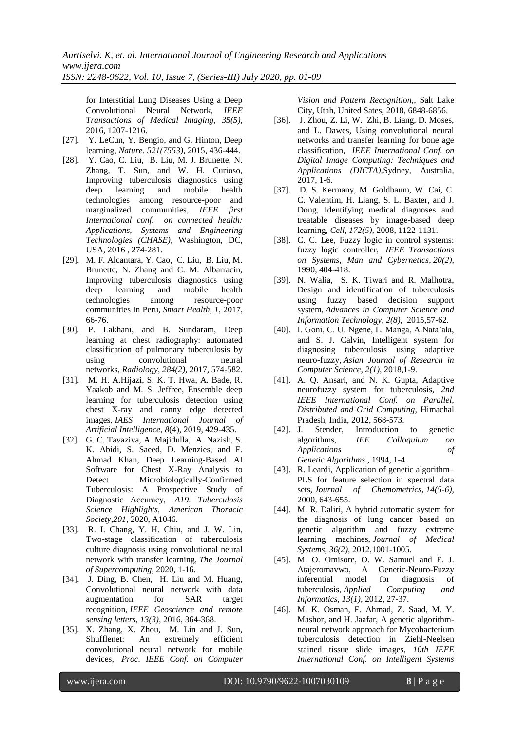for Interstitial Lung Diseases Using a Deep Convolutional Neural Network, *IEEE Transactions of Medical Imaging, 35(5),* 2016, 1207-1216.

[27]. Y. LeCun, Y. Bengio, and G. Hinton, Deep learning, *Nature, 521(7553),* 2015, 436-444.

[28]. Y. Cao, C. Liu, B. Liu, M. J. Brunette, N. Zhang, T. Sun, and W. H. Curioso, Improving tuberculosis diagnostics using deep learning and mobile health technologies among resource-poor and marginalized communities, *IEEE first International conf. on connected health: Applications, Systems and Engineering Technologies (CHASE),* Washington, DC, USA, 2016 , 274-281.

[29]. M. F. Alcantara, Y. Cao, C. Liu, B. Liu, M. Brunette, N. Zhang and C. M. Albarracin, Improving tuberculosis diagnostics using deep learning and mobile health technologies among resource-poor communities in Peru, *Smart Health*, *1*, 2017, 66-76.

[30]. P. Lakhani, and B. Sundaram, Deep learning at chest radiography: automated classification of pulmonary tuberculosis by using convolutional neural networks, *Radiology*, *284(2),* 2017, 574-582.

[31]. M. H. A.Hijazi, S. K. T. Hwa, A. Bade, R. Yaakob and M. S. Jeffree, Ensemble deep learning for tuberculosis detection using chest X-ray and canny edge detected images, *IAES International Journal of Artificial Intelligence*, *8*(4), 2019, 429-435.

[32]. G. C. Tavaziva, A. Majidulla, A. Nazish, S. K. Abidi, S. Saeed, D. Menzies, and F. Ahmad Khan, Deep Learning-Based AI Software for Chest X-Ray Analysis to Detect Microbiologically-Confirmed Tuberculosis: A Prospective Study of Diagnostic Accuracy, *A19. Tuberculosis Science Highlights*, *American Thoracic Society,201*, 2020, A1046.

[33]. R. I. Chang, Y. H. Chiu, and J. W. Lin, Two-stage classification of tuberculosis culture diagnosis using convolutional neural network with transfer learning, *The Journal of Supercomputing*, 2020, 1-16.

[34]. J. Ding, B. Chen, H. Liu and M. Huang, Convolutional neural network with data augmentation for SAR target recognition, *IEEE Geoscience and remote sensing letters*, *13(3)*, 2016, 364-368.

[35]. X. Zhang, X. Zhou, M. Lin and J. Sun, Shufflenet: An extremely efficient convolutional neural network for mobile devices, *Proc. IEEE Conf. on Computer Vision and Pattern Recognition*,, Salt Lake City, Utah, United Sates, 2018, 6848-6856.

[36]. J. Zhou, Z. Li, W. Zhi, B. Liang, D. Moses, and L. Dawes, Using convolutional neural networks and transfer learning for bone age classification, *IEEE International Conf. on Digital Image Computing: Techniques and Applications (DICTA),*Sydney, Australia, 2017, 1-6.

[37]. D. S. Kermany, M. Goldbaum, W. Cai, C. C. Valentim, H. Liang, S. L. Baxter, and J. Dong, Identifying medical diagnoses and treatable diseases by image-based deep learning, *Cell*, *172(5)*, 2008, 1122-1131.

[38]. C. C. Lee, Fuzzy logic in control systems: fuzzy logic controller, *IEEE Transactions on Systems, Man and Cybernetics*, *20(2),* 1990, 404-418.

[39]. N. Walia, S. K. Tiwari and R. Malhotra, Design and identification of tuberculosis using fuzzy based decision support system, *Advances in Computer Science and Information Technology*, *2(8),* 2015,57-62.

[40]. I. Goni, C. U. Ngene, L. Manga, A.Nata'ala, and S. J. Calvin, Intelligent system for diagnosing tuberculosis using adaptive neuro-fuzzy, *Asian Journal of Research in Computer Science, 2(1),* 2018,1-9.

[41]. A. Q. Ansari, and N. K. Gupta, Adaptive neurofuzzy system for tuberculosis, *2nd IEEE International Conf. on Parallel, Distributed and Grid Computing,* Himachal Pradesh, India, 2012, 568-573.

[42]. J. Stender, Introduction to genetic algorithms, *IEE Colloquium on Applications of Genetic Algorithms* , 1994, 1-4.

[43]. R. Leardi, Application of genetic algorithm–PLS for feature selection in spectral data sets, *Journal of Chemometrics*, *14(5-6),* 2000, 643-655.

[44]. M. R. Daliri, A hybrid automatic system for the diagnosis of lung cancer based on genetic algorithm and fuzzy extreme learning machines, *Journal of Medical Systems*, *36(2)*, 2012,1001-1005.

[45]. M. O. Omisore, O. W. Samuel and E. J. Atajeromavwo, A Genetic-Neuro-Fuzzy inferential model for diagnosis of tuberculosis, *Applied Computing and Informatics*, *13(1)*, 2012, 27-37.

[46]. M. K. Osman, F. Ahmad, Z. Saad, M. Y. Mashor, and H. Jaafar, A genetic algorithm-neural network approach for Mycobacterium tuberculosis detection in Ziehl-Neelsen stained tissue slide images, *10th IEEE International Conf. on Intelligent Systems*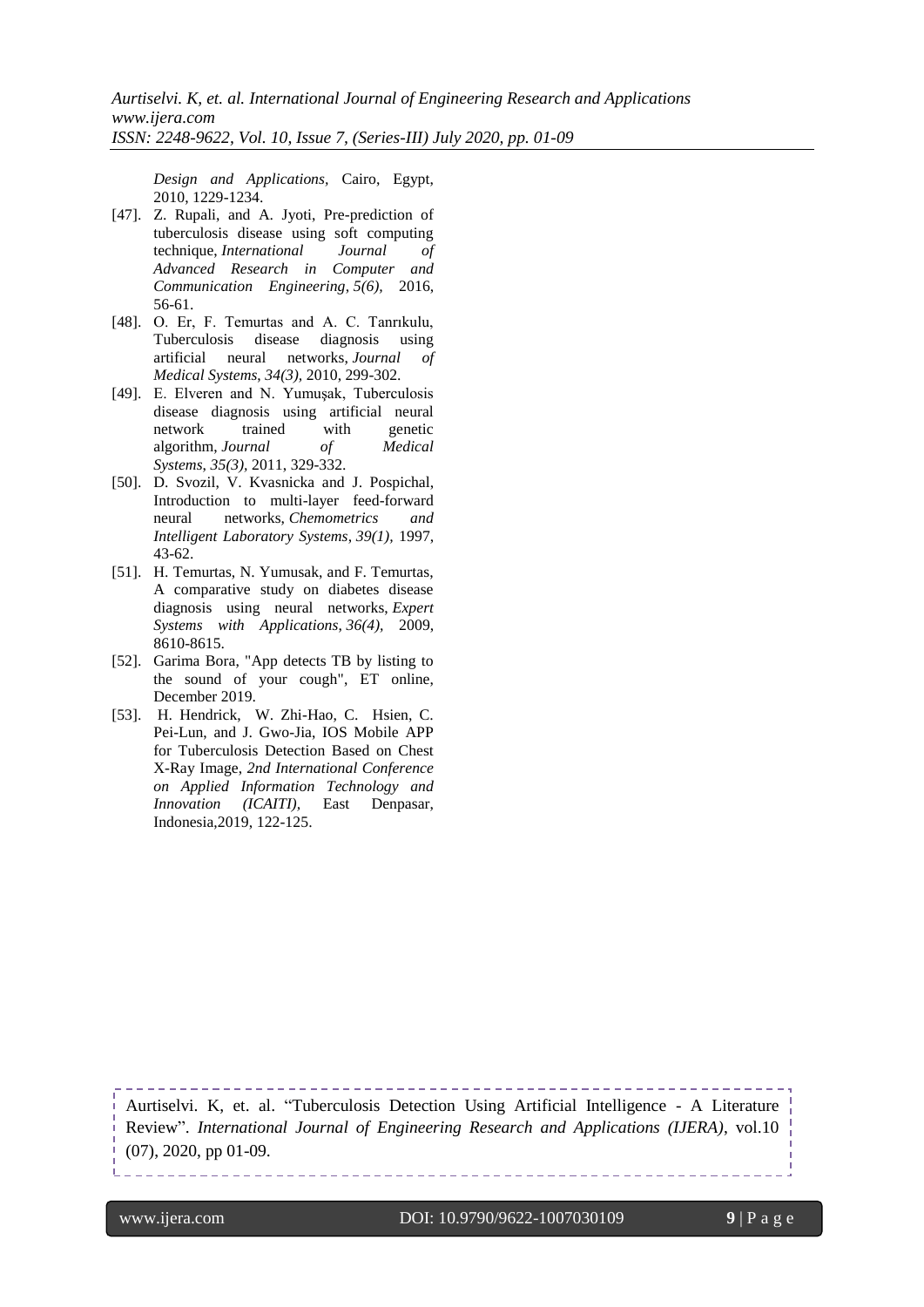*Design and Applications*, Cairo, Egypt, 2010, 1229-1234.

[47]. Z. Rupali, and A. Jyoti, Pre-prediction of tuberculosis disease using soft computing technique, *International Journal of Advanced Research in Computer and Communication Engineering*, *5(6)*, 2016, 56-61.

[48]. O. Er, F. Temurtas and A. C. Tanrıkulu, Tuberculosis disease diagnosis using artificial neural networks, *Journal of Medical Systems*, *34(3)*, 2010, 299-302.

[49]. E. Elveren and N. Yumuşak, Tuberculosis disease diagnosis using artificial neural network trained with genetic algorithm, *Journal of Medical Systems*, *35(3)*, 2011, 329-332.

[50]. D. Svozil, V. Kvasnicka and J. Pospichal, Introduction to multi-layer feed-forward neural networks, *Chemometrics and Intelligent Laboratory Systems*, *39(1)*, 1997, 43-62.

[51]. H. Temurtas, N. Yumusak, and F. Temurtas, A comparative study on diabetes disease diagnosis using neural networks, *Expert Systems with Applications*, *36(4)*, 2009, 8610-8615.

[52]. Garima Bora, "App detects TB by listing to the sound of your cough", ET online, December 2019.

[53]. H. Hendrick, W. Zhi-Hao, C. Hsien, C. Pei-Lun, and J. Gwo-Jia, IOS Mobile APP for Tuberculosis Detection Based on Chest X-Ray Image, *2nd International Conference on Applied Information Technology and Innovation (ICAITI)*, East Denpasar, Indonesia,2019, 122-125.

Aurtiselvi. K, et. al. "Tuberculosis Detection Using Artificial Intelligence - A Literature Review". *International Journal of Engineering Research and Applications (IJERA)*, vol.10 (07), 2020, pp 01-09.